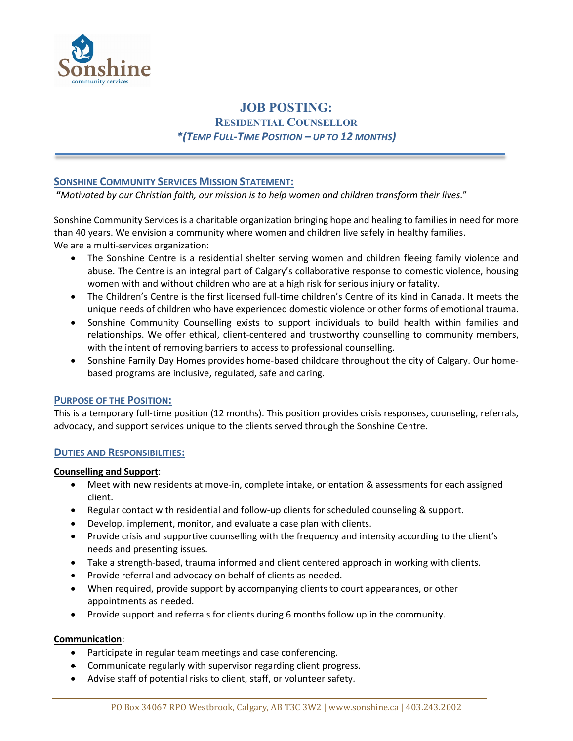# JOB POSTING:

## RESIDENTIAL COUNSELLOR

### *(TEMP FULL-TIME POSITION – UP TO 12 MONTHS)

## SONSHINE COMMUNITY SERVICES MISSION STATEMENT:

**"***Motivated by our Christian faith, our mission is to help women and children transform their lives.*"

Sonshine Community Services is a charitable organization bringing hope and healing to families in need for more than 40 years. We envision a community where women and children live safely in healthy families.
We are a multi-services organization:

- The Sonshine Centre is a residential shelter serving women and children fleeing family violence and abuse. The Centre is an integral part of Calgary's collaborative response to domestic violence, housing women with and without children who are at a high risk for serious injury or fatality.
- The Children's Centre is the first licensed full-time children's Centre of its kind in Canada. It meets the unique needs of children who have experienced domestic violence or other forms of emotional trauma.
- Sonshine Community Counselling exists to support individuals to build health within families and relationships. We offer ethical, client-centered and trustworthy counselling to community members, with the intent of removing barriers to access to professional counselling.
- Sonshine Family Day Homes provides home-based childcare throughout the city of Calgary. Our home-based programs are inclusive, regulated, safe and caring.

## PURPOSE OF THE POSITION:

This is a temporary full-time position (12 months). This position provides crisis responses, counseling, referrals, advocacy, and support services unique to the clients served through the Sonshine Centre.

## DUTIES AND RESPONSIBILITIES:

**Counselling and Support**:

- Meet with new residents at move-in, complete intake, orientation & assessments for each assigned client.
- Regular contact with residential and follow-up clients for scheduled counseling & support.
- Develop, implement, monitor, and evaluate a case plan with clients.
- Provide crisis and supportive counselling with the frequency and intensity according to the client's needs and presenting issues.
- Take a strength-based, trauma informed and client centered approach in working with clients.
- Provide referral and advocacy on behalf of clients as needed.
- When required, provide support by accompanying clients to court appearances, or other appointments as needed.
- Provide support and referrals for clients during 6 months follow up in the community.

**Communication**:

- Participate in regular team meetings and case conferencing.
- Communicate regularly with supervisor regarding client progress.
- Advise staff of potential risks to client, staff, or volunteer safety.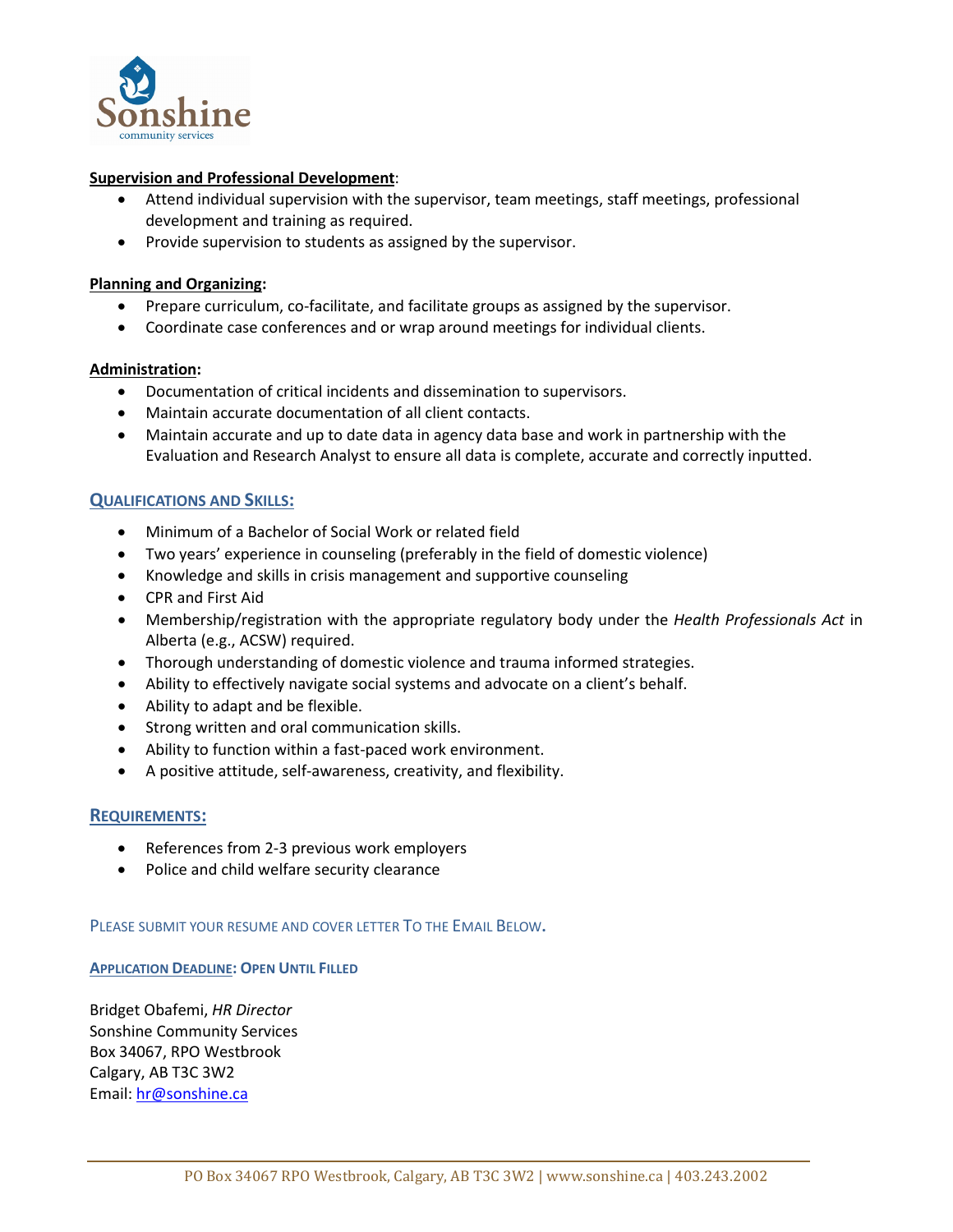**Supervision and Professional Development**:

- Attend individual supervision with the supervisor, team meetings, staff meetings, professional development and training as required.
- Provide supervision to students as assigned by the supervisor.

**Planning and Organizing:**

- Prepare curriculum, co-facilitate, and facilitate groups as assigned by the supervisor.
- Coordinate case conferences and or wrap around meetings for individual clients.

**Administration:**

- Documentation of critical incidents and dissemination to supervisors.
- Maintain accurate documentation of all client contacts.
- Maintain accurate and up to date data in agency data base and work in partnership with the Evaluation and Research Analyst to ensure all data is complete, accurate and correctly inputted.

## Qualifications and Skills:

- Minimum of a Bachelor of Social Work or related field
- Two years' experience in counseling (preferably in the field of domestic violence)
- Knowledge and skills in crisis management and supportive counseling
- CPR and First Aid
- Membership/registration with the appropriate regulatory body under the *Health Professionals Act* in Alberta (e.g., ACSW) required.
- Thorough understanding of domestic violence and trauma informed strategies.
- Ability to effectively navigate social systems and advocate on a client's behalf.
- Ability to adapt and be flexible.
- Strong written and oral communication skills.
- Ability to function within a fast-paced work environment.
- A positive attitude, self-awareness, creativity, and flexibility.

## Requirements:

- References from 2-3 previous work employers
- Police and child welfare security clearance

Please submit your resume and cover letter To the Email Below.

**Application Deadline: Open Until Filled**

Bridget Obafemi, *HR Director*
Sonshine Community Services
Box 34067, RPO Westbrook
Calgary, AB T3C 3W2
Email: hr@sonshine.ca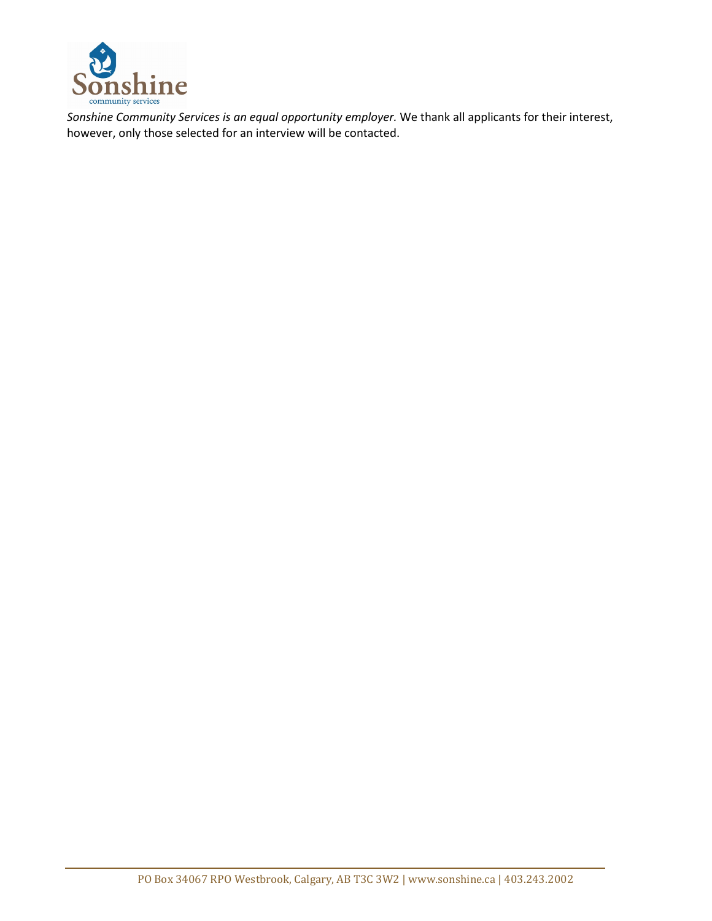*Sonshine Community Services is an equal opportunity employer.* We thank all applicants for their interest, however, only those selected for an interview will be contacted.